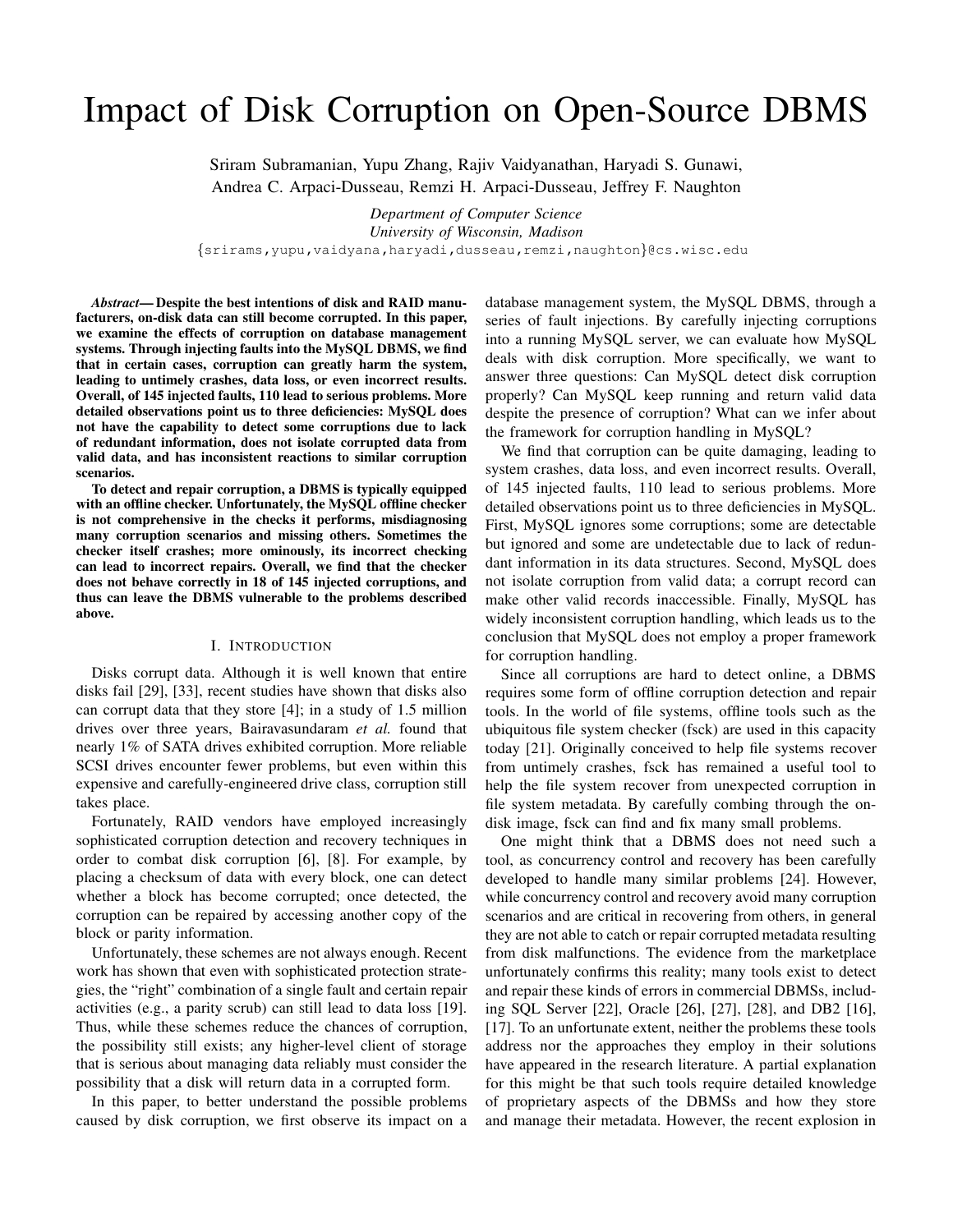# Impact of Disk Corruption on Open-Source DBMS

Sriram Subramanian, Yupu Zhang, Rajiv Vaidyanathan, Haryadi S. Gunawi, Andrea C. Arpaci-Dusseau, Remzi H. Arpaci-Dusseau, Jeffrey F. Naughton

*Department of Computer Science*
*University of Wisconsin, Madison*
{srirams,yupu,vaidyana,haryadi,dusseau,remzi,naughton}@cs.wisc.edu

***Abstract*— Despite the best intentions of disk and RAID manufacturers, on-disk data can still become corrupted. In this paper, we examine the effects of corruption on database management systems. Through injecting faults into the MySQL DBMS, we find that in certain cases, corruption can greatly harm the system, leading to untimely crashes, data loss, or even incorrect results. Overall, of 145 injected faults, 110 lead to serious problems. More detailed observations point us to three deficiencies: MySQL does not have the capability to detect some corruptions due to lack of redundant information, does not isolate corrupted data from valid data, and has inconsistent reactions to similar corruption scenarios.**

**To detect and repair corruption, a DBMS is typically equipped with an offline checker. Unfortunately, the MySQL offline checker is not comprehensive in the checks it performs, misdiagnosing many corruption scenarios and missing others. Sometimes the checker itself crashes; more ominously, its incorrect checking can lead to incorrect repairs. Overall, we find that the checker does not behave correctly in 18 of 145 injected corruptions, and thus can leave the DBMS vulnerable to the problems described above.**

## I. Introduction

Disks corrupt data. Although it is well known that entire disks fail [29], [33], recent studies have shown that disks also can corrupt data that they store [4]; in a study of 1.5 million drives over three years, Bairavasundaram *et al.* found that nearly 1% of SATA drives exhibited corruption. More reliable SCSI drives encounter fewer problems, but even within this expensive and carefully-engineered drive class, corruption still takes place.

Fortunately, RAID vendors have employed increasingly sophisticated corruption detection and recovery techniques in order to combat disk corruption [6], [8]. For example, by placing a checksum of data with every block, one can detect whether a block has become corrupted; once detected, the corruption can be repaired by accessing another copy of the block or parity information.

Unfortunately, these schemes are not always enough. Recent work has shown that even with sophisticated protection strategies, the "right" combination of a single fault and certain repair activities (e.g., a parity scrub) can still lead to data loss [19]. Thus, while these schemes reduce the chances of corruption, the possibility still exists; any higher-level client of storage that is serious about managing data reliably must consider the possibility that a disk will return data in a corrupted form.

In this paper, to better understand the possible problems caused by disk corruption, we first observe its impact on a database management system, the MySQL DBMS, through a series of fault injections. By carefully injecting corruptions into a running MySQL server, we can evaluate how MySQL deals with disk corruption. More specifically, we want to answer three questions: Can MySQL detect disk corruption properly? Can MySQL keep running and return valid data despite the presence of corruption? What can we infer about the framework for corruption handling in MySQL?

We find that corruption can be quite damaging, leading to system crashes, data loss, and even incorrect results. Overall, of 145 injected faults, 110 lead to serious problems. More detailed observations point us to three deficiencies in MySQL. First, MySQL ignores some corruptions; some are detectable but ignored and some are undetectable due to lack of redundant information in its data structures. Second, MySQL does not isolate corruption from valid data; a corrupt record can make other valid records inaccessible. Finally, MySQL has widely inconsistent corruption handling, which leads us to the conclusion that MySQL does not employ a proper framework for corruption handling.

Since all corruptions are hard to detect online, a DBMS requires some form of offline corruption detection and repair tools. In the world of file systems, offline tools such as the ubiquitous file system checker (fsck) are used in this capacity today [21]. Originally conceived to help file systems recover from untimely crashes, fsck has remained a useful tool to help the file system recover from unexpected corruption in file system metadata. By carefully combing through the on-disk image, fsck can find and fix many small problems.

One might think that a DBMS does not need such a tool, as concurrency control and recovery has been carefully developed to handle many similar problems [24]. However, while concurrency control and recovery avoid many corruption scenarios and are critical in recovering from others, in general they are not able to catch or repair corrupted metadata resulting from disk malfunctions. The evidence from the marketplace unfortunately confirms this reality; many tools exist to detect and repair these kinds of errors in commercial DBMSs, including SQL Server [22], Oracle [26], [27], [28], and DB2 [16], [17]. To an unfortunate extent, neither the problems these tools address nor the approaches they employ in their solutions have appeared in the research literature. A partial explanation for this might be that such tools require detailed knowledge of proprietary aspects of the DBMSs and how they store and manage their metadata. However, the recent explosion in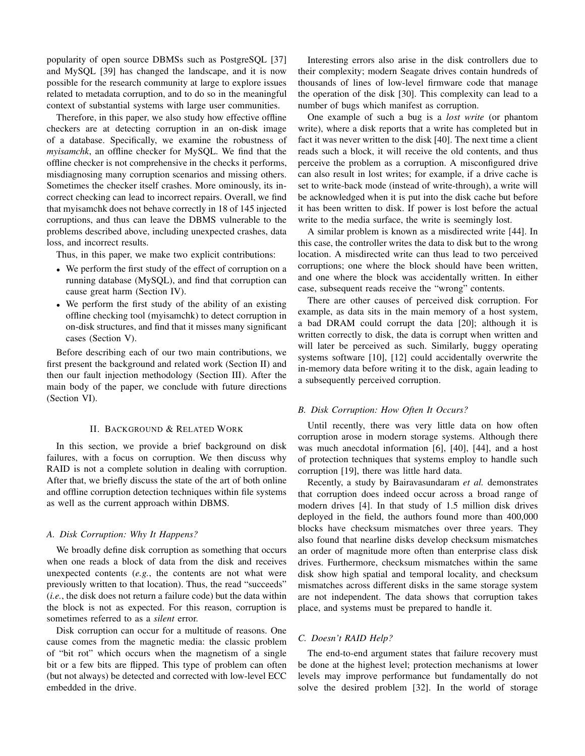popularity of open source DBMSs such as PostgreSQL [37] and MySQL [39] has changed the landscape, and it is now possible for the research community at large to explore issues related to metadata corruption, and to do so in the meaningful context of substantial systems with large user communities.

Therefore, in this paper, we also study how effective offline checkers are at detecting corruption in an on-disk image of a database. Specifically, we examine the robustness of *myisamchk*, an offline checker for MySQL. We find that the offline checker is not comprehensive in the checks it performs, misdiagnosing many corruption scenarios and missing others. Sometimes the checker itself crashes. More ominously, its incorrect checking can lead to incorrect repairs. Overall, we find that myisamchk does not behave correctly in 18 of 145 injected corruptions, and thus can leave the DBMS vulnerable to the problems described above, including unexpected crashes, data loss, and incorrect results.

Thus, in this paper, we make two explicit contributions:

- We perform the first study of the effect of corruption on a running database (MySQL), and find that corruption can cause great harm (Section IV).
- We perform the first study of the ability of an existing offline checking tool (myisamchk) to detect corruption in on-disk structures, and find that it misses many significant cases (Section V).

Before describing each of our two main contributions, we first present the background and related work (Section II) and then our fault injection methodology (Section III). After the main body of the paper, we conclude with future directions (Section VI).

## II. Background & Related Work

In this section, we provide a brief background on disk failures, with a focus on corruption. We then discuss why RAID is not a complete solution in dealing with corruption. After that, we briefly discuss the state of the art of both online and offline corruption detection techniques within file systems as well as the current approach within DBMS.

### A. Disk Corruption: Why It Happens?

We broadly define disk corruption as something that occurs when one reads a block of data from the disk and receives unexpected contents (*e.g.*, the contents are not what were previously written to that location). Thus, the read "succeeds" (*i.e.*, the disk does not return a failure code) but the data within the block is not as expected. For this reason, corruption is sometimes referred to as a *silent* error.

Disk corruption can occur for a multitude of reasons. One cause comes from the magnetic media: the classic problem of "bit rot" which occurs when the magnetism of a single bit or a few bits are flipped. This type of problem can often (but not always) be detected and corrected with low-level ECC embedded in the drive.

Interesting errors also arise in the disk controllers due to their complexity; modern Seagate drives contain hundreds of thousands of lines of low-level firmware code that manage the operation of the disk [30]. This complexity can lead to a number of bugs which manifest as corruption.

One example of such a bug is a *lost write* (or phantom write), where a disk reports that a write has completed but in fact it was never written to the disk [40]. The next time a client reads such a block, it will receive the old contents, and thus perceive the problem as a corruption. A misconfigured drive can also result in lost writes; for example, if a drive cache is set to write-back mode (instead of write-through), a write will be acknowledged when it is put into the disk cache but before it has been written to disk. If power is lost before the actual write to the media surface, the write is seemingly lost.

A similar problem is known as a misdirected write [44]. In this case, the controller writes the data to disk but to the wrong location. A misdirected write can thus lead to two perceived corruptions; one where the block should have been written, and one where the block was accidentally written. In either case, subsequent reads receive the "wrong" contents.

There are other causes of perceived disk corruption. For example, as data sits in the main memory of a host system, a bad DRAM could corrupt the data [20]; although it is written correctly to disk, the data is corrupt when written and will later be perceived as such. Similarly, buggy operating systems software [10], [12] could accidentally overwrite the in-memory data before writing it to the disk, again leading to a subsequently perceived corruption.

### B. Disk Corruption: How Often It Occurs?

Until recently, there was very little data on how often corruption arose in modern storage systems. Although there was much anecdotal information [6], [40], [44], and a host of protection techniques that systems employ to handle such corruption [19], there was little hard data.

Recently, a study by Bairavasundaram *et al.* demonstrates that corruption does indeed occur across a broad range of modern drives [4]. In that study of 1.5 million disk drives deployed in the field, the authors found more than 400,000 blocks have checksum mismatches over three years. They also found that nearline disks develop checksum mismatches an order of magnitude more often than enterprise class disk drives. Furthermore, checksum mismatches within the same disk show high spatial and temporal locality, and checksum mismatches across different disks in the same storage system are not independent. The data shows that corruption takes place, and systems must be prepared to handle it.

### C. Doesn't RAID Help?

The end-to-end argument states that failure recovery must be done at the highest level; protection mechanisms at lower levels may improve performance but fundamentally do not solve the desired problem [32]. In the world of storage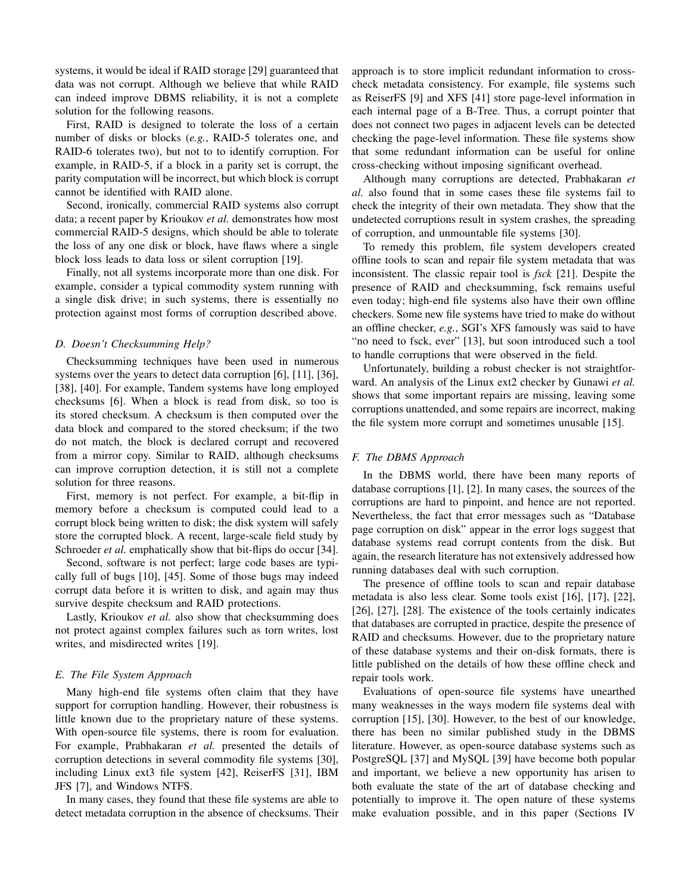systems, it would be ideal if RAID storage [29] guaranteed that data was not corrupt. Although we believe that while RAID can indeed improve DBMS reliability, it is not a complete solution for the following reasons.

First, RAID is designed to tolerate the loss of a certain number of disks or blocks (*e.g.*, RAID-5 tolerates one, and RAID-6 tolerates two), but not to to identify corruption. For example, in RAID-5, if a block in a parity set is corrupt, the parity computation will be incorrect, but which block is corrupt cannot be identified with RAID alone.

Second, ironically, commercial RAID systems also corrupt data; a recent paper by Krioukov *et al.* demonstrates how most commercial RAID-5 designs, which should be able to tolerate the loss of any one disk or block, have flaws where a single block loss leads to data loss or silent corruption [19].

Finally, not all systems incorporate more than one disk. For example, consider a typical commodity system running with a single disk drive; in such systems, there is essentially no protection against most forms of corruption described above.

### *D. Doesn't Checksumming Help?*

Checksumming techniques have been used in numerous systems over the years to detect data corruption [6], [11], [36], [38], [40]. For example, Tandem systems have long employed checksums [6]. When a block is read from disk, so too is its stored checksum. A checksum is then computed over the data block and compared to the stored checksum; if the two do not match, the block is declared corrupt and recovered from a mirror copy. Similar to RAID, although checksums can improve corruption detection, it is still not a complete solution for three reasons.

First, memory is not perfect. For example, a bit-flip in memory before a checksum is computed could lead to a corrupt block being written to disk; the disk system will safely store the corrupted block. A recent, large-scale field study by Schroeder *et al.* emphatically show that bit-flips do occur [34].

Second, software is not perfect; large code bases are typically full of bugs [10], [45]. Some of those bugs may indeed corrupt data before it is written to disk, and again may thus survive despite checksum and RAID protections.

Lastly, Krioukov *et al.* also show that checksumming does not protect against complex failures such as torn writes, lost writes, and misdirected writes [19].

### *E. The File System Approach*

Many high-end file systems often claim that they have support for corruption handling. However, their robustness is little known due to the proprietary nature of these systems. With open-source file systems, there is room for evaluation. For example, Prabhakaran *et al.* presented the details of corruption detections in several commodity file systems [30], including Linux ext3 file system [42], ReiserFS [31], IBM JFS [7], and Windows NTFS.

In many cases, they found that these file systems are able to detect metadata corruption in the absence of checksums. Their approach is to store implicit redundant information to cross-check metadata consistency. For example, file systems such as ReiserFS [9] and XFS [41] store page-level information in each internal page of a B-Tree. Thus, a corrupt pointer that does not connect two pages in adjacent levels can be detected checking the page-level information. These file systems show that some redundant information can be useful for online cross-checking without imposing significant overhead.

Although many corruptions are detected, Prabhakaran *et al.* also found that in some cases these file systems fail to check the integrity of their own metadata. They show that the undetected corruptions result in system crashes, the spreading of corruption, and unmountable file systems [30].

To remedy this problem, file system developers created offline tools to scan and repair file system metadata that was inconsistent. The classic repair tool is *fsck* [21]. Despite the presence of RAID and checksumming, fsck remains useful even today; high-end file systems also have their own offline checkers. Some new file systems have tried to make do without an offline checker, *e.g.*, SGI's XFS famously was said to have "no need to fsck, ever" [13], but soon introduced such a tool to handle corruptions that were observed in the field.

Unfortunately, building a robust checker is not straightforward. An analysis of the Linux ext2 checker by Gunawi *et al.* shows that some important repairs are missing, leaving some corruptions unattended, and some repairs are incorrect, making the file system more corrupt and sometimes unusable [15].

### *F. The DBMS Approach*

In the DBMS world, there have been many reports of database corruptions [1], [2]. In many cases, the sources of the corruptions are hard to pinpoint, and hence are not reported. Nevertheless, the fact that error messages such as "Database page corruption on disk" appear in the error logs suggest that database systems read corrupt contents from the disk. But again, the research literature has not extensively addressed how running databases deal with such corruption.

The presence of offline tools to scan and repair database metadata is also less clear. Some tools exist [16], [17], [22], [26], [27], [28]. The existence of the tools certainly indicates that databases are corrupted in practice, despite the presence of RAID and checksums. However, due to the proprietary nature of these database systems and their on-disk formats, there is little published on the details of how these offline check and repair tools work.

Evaluations of open-source file systems have unearthed many weaknesses in the ways modern file systems deal with corruption [15], [30]. However, to the best of our knowledge, there has been no similar published study in the DBMS literature. However, as open-source database systems such as PostgreSQL [37] and MySQL [39] have become both popular and important, we believe a new opportunity has arisen to both evaluate the state of the art of database checking and potentially to improve it. The open nature of these systems make evaluation possible, and in this paper (Sections IV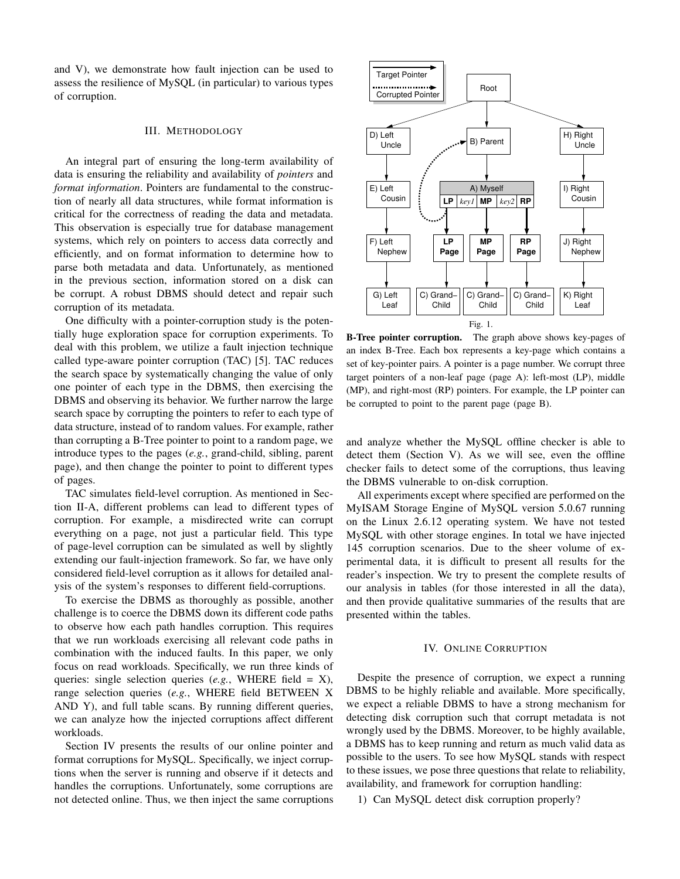and V), we demonstrate how fault injection can be used to assess the resilience of MySQL (in particular) to various types of corruption.

## III. Methodology

An integral part of ensuring the long-term availability of data is ensuring the reliability and availability of *pointers* and *format information*. Pointers are fundamental to the construction of nearly all data structures, while format information is critical for the correctness of reading the data and metadata. This observation is especially true for database management systems, which rely on pointers to access data correctly and efficiently, and on format information to determine how to parse both metadata and data. Unfortunately, as mentioned in the previous section, information stored on a disk can be corrupt. A robust DBMS should detect and repair such corruption of its metadata.

One difficulty with a pointer-corruption study is the potentially huge exploration space for corruption experiments. To deal with this problem, we utilize a fault injection technique called type-aware pointer corruption (TAC) [5]. TAC reduces the search space by systematically changing the value of only one pointer of each type in the DBMS, then exercising the DBMS and observing its behavior. We further narrow the large search space by corrupting the pointers to refer to each type of data structure, instead of to random values. For example, rather than corrupting a B-Tree pointer to point to a random page, we introduce types to the pages (*e.g.*, grand-child, sibling, parent page), and then change the pointer to point to different types of pages.

TAC simulates field-level corruption. As mentioned in Section II-A, different problems can lead to different types of corruption. For example, a misdirected write can corrupt everything on a page, not just a particular field. This type of page-level corruption can be simulated as well by slightly extending our fault-injection framework. So far, we have only considered field-level corruption as it allows for detailed analysis of the system's responses to different field-corruptions.

To exercise the DBMS as thoroughly as possible, another challenge is to coerce the DBMS down its different code paths to observe how each path handles corruption. This requires that we run workloads exercising all relevant code paths in combination with the induced faults. In this paper, we only focus on read workloads. Specifically, we run three kinds of queries: single selection queries (*e.g.*, WHERE field = X), range selection queries (*e.g.*, WHERE field BETWEEN X AND Y), and full table scans. By running different queries, we can analyze how the injected corruptions affect different workloads.

Section IV presents the results of our online pointer and format corruptions for MySQL. Specifically, we inject corruptions when the server is running and observe if it detects and handles the corruptions. Unfortunately, some corruptions are not detected online. Thus, we then inject the same corruptions

Target Pointer
Corrupted Pointer
Root
D) Left Uncle
B) Parent
H) Right Uncle
E) Left Cousin
A) Myself
LP key1 MP key2 RP
I) Right Cousin
F) Left Nephew
LP Page
MP Page
RP Page
J) Right Nephew
G) Left Leaf
C) Grand–Child
C) Grand–Child
C) Grand–Child
K) Right Leaf

Fig. 1.

**B-Tree pointer corruption.** The graph above shows key-pages of an index B-Tree. Each box represents a key-page which contains a set of key-pointer pairs. A pointer is a page number. We corrupt three target pointers of a non-leaf page (page A): left-most (LP), middle (MP), and right-most (RP) pointers. For example, the LP pointer can be corrupted to point to the parent page (page B).

and analyze whether the MySQL offline checker is able to detect them (Section V). As we will see, even the offline checker fails to detect some of the corruptions, thus leaving the DBMS vulnerable to on-disk corruption.

All experiments except where specified are performed on the MyISAM Storage Engine of MySQL version 5.0.67 running on the Linux 2.6.12 operating system. We have not tested MySQL with other storage engines. In total we have injected 145 corruption scenarios. Due to the sheer volume of experimental data, it is difficult to present all results for the reader's inspection. We try to present the complete results of our analysis in tables (for those interested in all the data), and then provide qualitative summaries of the results that are presented within the tables.

## IV. Online Corruption

Despite the presence of corruption, we expect a running DBMS to be highly reliable and available. More specifically, we expect a reliable DBMS to have a strong mechanism for detecting disk corruption such that corrupt metadata is not wrongly used by the DBMS. Moreover, to be highly available, a DBMS has to keep running and return as much valid data as possible to the users. To see how MySQL stands with respect to these issues, we pose three questions that relate to reliability, availability, and framework for corruption handling:

1) Can MySQL detect disk corruption properly?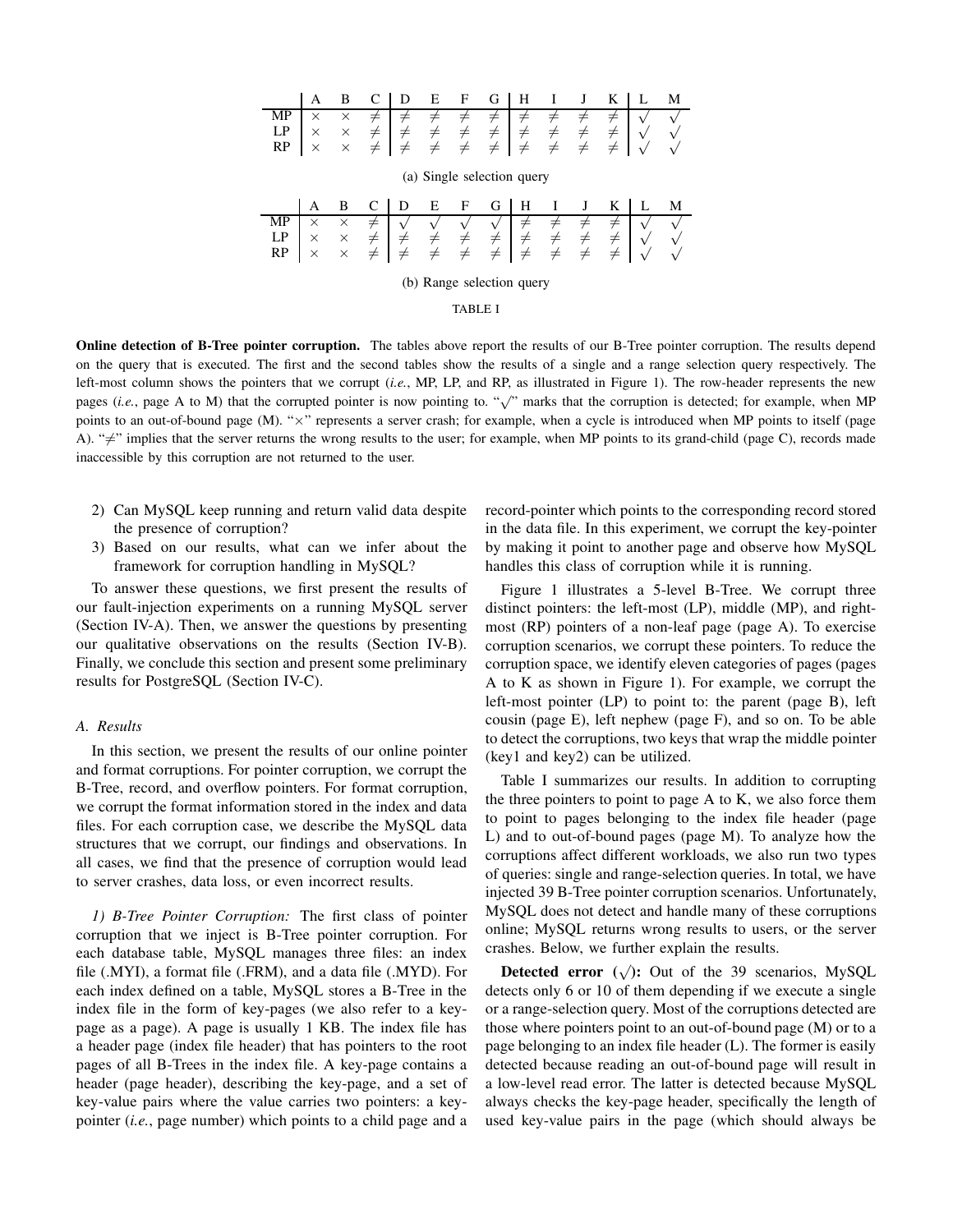| | A | B | C | D | E | F | G | H | I | J | K | L | M |
|---|---|---|---|---|---|---|---|---|---|---|---|---|---|
| MP | × | × | ≠ | ≠ | ≠ | ≠ | ≠ | ≠ | ≠ | ≠ | ≠ | √ | √ |
| LP | × | × | ≠ | ≠ | ≠ | ≠ | ≠ | ≠ | ≠ | ≠ | ≠ | √ | √ |
| RP | × | × | ≠ | ≠ | ≠ | ≠ | ≠ | ≠ | ≠ | ≠ | ≠ | √ | √ |

(a) Single selection query

| | A | B | C | D | E | F | G | H | I | J | K | L | M |
|---|---|---|---|---|---|---|---|---|---|---|---|---|---|
| MP | × | × | ≠ | √ | √ | √ | √ | ≠ | ≠ | ≠ | ≠ | √ | √ |
| LP | × | × | ≠ | ≠ | ≠ | ≠ | ≠ | ≠ | ≠ | ≠ | ≠ | √ | √ |
| RP | × | × | ≠ | ≠ | ≠ | ≠ | ≠ | ≠ | ≠ | ≠ | ≠ | √ | √ |

(b) Range selection query

TABLE I

**Online detection of B-Tree pointer corruption.** The tables above report the results of our B-Tree pointer corruption. The results depend on the query that is executed. The first and the second tables show the results of a single and a range selection query respectively. The left-most column shows the pointers that we corrupt (*i.e.*, MP, LP, and RP, as illustrated in Figure 1). The row-header represents the new pages (*i.e.*, page A to M) that the corrupted pointer is now pointing to. "√" marks that the corruption is detected; for example, when MP points to an out-of-bound page (M). "×" represents a server crash; for example, when a cycle is introduced when MP points to itself (page A). "≠" implies that the server returns the wrong results to the user; for example, when MP points to its grand-child (page C), records made inaccessible by this corruption are not returned to the user.

2) Can MySQL keep running and return valid data despite the presence of corruption?
3) Based on our results, what can we infer about the framework for corruption handling in MySQL?

To answer these questions, we first present the results of our fault-injection experiments on a running MySQL server (Section IV-A). Then, we answer the questions by presenting our qualitative observations on the results (Section IV-B). Finally, we conclude this section and present some preliminary results for PostgreSQL (Section IV-C).

### A. Results

In this section, we present the results of our online pointer and format corruptions. For pointer corruption, we corrupt the B-Tree, record, and overflow pointers. For format corruption, we corrupt the format information stored in the index and data files. For each corruption case, we describe the MySQL data structures that we corrupt, our findings and observations. In all cases, we find that the presence of corruption would lead to server crashes, data loss, or even incorrect results.

*1) B-Tree Pointer Corruption:* The first class of pointer corruption that we inject is B-Tree pointer corruption. For each database table, MySQL manages three files: an index file (.MYI), a format file (.FRM), and a data file (.MYD). For each index defined on a table, MySQL stores a B-Tree in the index file in the form of key-pages (we also refer to a key-page as a page). A page is usually 1 KB. The index file has a header page (index file header) that has pointers to the root pages of all B-Trees in the index file. A key-page contains a header (page header), describing the key-page, and a set of key-value pairs where the value carries two pointers: a key-pointer (*i.e.*, page number) which points to a child page and a record-pointer which points to the corresponding record stored in the data file. In this experiment, we corrupt the key-pointer by making it point to another page and observe how MySQL handles this class of corruption while it is running.

Figure 1 illustrates a 5-level B-Tree. We corrupt three distinct pointers: the left-most (LP), middle (MP), and right-most (RP) pointers of a non-leaf page (page A). To exercise corruption scenarios, we corrupt these pointers. To reduce the corruption space, we identify eleven categories of pages (pages A to K as shown in Figure 1). For example, we corrupt the left-most pointer (LP) to point to: the parent (page B), left cousin (page E), left nephew (page F), and so on. To be able to detect the corruptions, two keys that wrap the middle pointer (key1 and key2) can be utilized.

Table I summarizes our results. In addition to corrupting the three pointers to point to page A to K, we also force them to point to pages belonging to the index file header (page L) and to out-of-bound pages (page M). To analyze how the corruptions affect different workloads, we also run two types of queries: single and range-selection queries. In total, we have injected 39 B-Tree pointer corruption scenarios. Unfortunately, MySQL does not detect and handle many of these corruptions online; MySQL returns wrong results to users, or the server crashes. Below, we further explain the results.

**Detected error (√):** Out of the 39 scenarios, MySQL detects only 6 or 10 of them depending if we execute a single or a range-selection query. Most of the corruptions detected are those where pointers point to an out-of-bound page (M) or to a page belonging to an index file header (L). The former is easily detected because reading an out-of-bound page will result in a low-level read error. The latter is detected because MySQL always checks the key-page header, specifically the length of used key-value pairs in the page (which should always be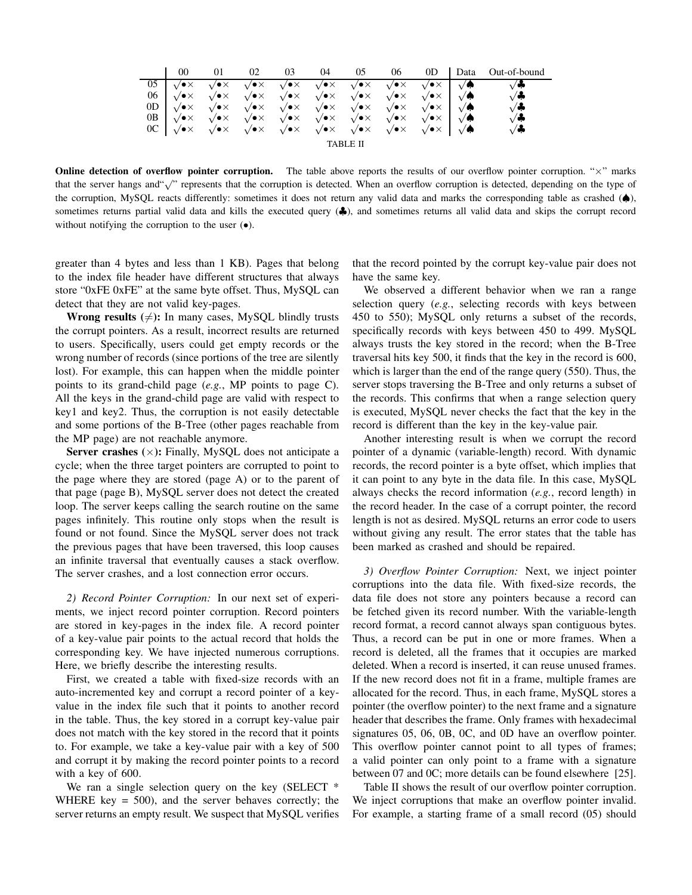|  | 00 | 01 | 02 | 03 | 04 | 05 | 06 | 0D | Data | Out-of-bound |
|---|---|---|---|---|---|---|---|---|---|---|
| 05 | √•× | √•× | √•× | √•× | √•× | √•× | √•× | √•× | √♠ | √♣ |
| 06 | √•× | √•× | √•× | √•× | √•× | √•× | √•× | √•× | √♠ | √♣ |
| 0D | √•× | √•× | √•× | √•× | √•× | √•× | √•× | √•× | √♠ | √♣ |
| 0B | √•× | √•× | √•× | √•× | √•× | √•× | √•× | √•× | √♠ | √♣ |
| 0C | √•× | √•× | √•× | √•× | √•× | √•× | √•× | √•× | √♠ | √♣ |

TABLE II

**Online detection of overflow pointer corruption.** The table above reports the results of our overflow pointer corruption. "×" marks that the server hangs and "√" represents that the corruption is detected. When an overflow corruption is detected, depending on the type of the corruption, MySQL reacts differently: sometimes it does not return any valid data and marks the corresponding table as crashed (♠), sometimes returns partial valid data and kills the executed query (♣), and sometimes returns all valid data and skips the corrupt record without notifying the corruption to the user (•).

greater than 4 bytes and less than 1 KB). Pages that belong to the index file header have different structures that always store "0xFE 0xFE" at the same byte offset. Thus, MySQL can detect that they are not valid key-pages.

**Wrong results (≠):** In many cases, MySQL blindly trusts the corrupt pointers. As a result, incorrect results are returned to users. Specifically, users could get empty records or the wrong number of records (since portions of the tree are silently lost). For example, this can happen when the middle pointer points to its grand-child page (*e.g.*, MP points to page C). All the keys in the grand-child page are valid with respect to key1 and key2. Thus, the corruption is not easily detectable and some portions of the B-Tree (other pages reachable from the MP page) are not reachable anymore.

**Server crashes (×):** Finally, MySQL does not anticipate a cycle; when the three target pointers are corrupted to point to the page where they are stored (page A) or to the parent of that page (page B), MySQL server does not detect the created loop. The server keeps calling the search routine on the same pages infinitely. This routine only stops when the result is found or not found. Since the MySQL server does not track the previous pages that have been traversed, this loop causes an infinite traversal that eventually causes a stack overflow. The server crashes, and a lost connection error occurs.

*2) Record Pointer Corruption:* In our next set of experiments, we inject record pointer corruption. Record pointers are stored in key-pages in the index file. A record pointer of a key-value pair points to the actual record that holds the corresponding key. We have injected numerous corruptions. Here, we briefly describe the interesting results.

First, we created a table with fixed-size records with an auto-incremented key and corrupt a record pointer of a key-value in the index file such that it points to another record in the table. Thus, the key stored in a corrupt key-value pair does not match with the key stored in the record that it points to. For example, we take a key-value pair with a key of 500 and corrupt it by making the record pointer points to a record with a key of 600.

We ran a single selection query on the key (SELECT * WHERE key = 500), and the server behaves correctly; the server returns an empty result. We suspect that MySQL verifies that the record pointed by the corrupt key-value pair does not have the same key.

We observed a different behavior when we ran a range selection query (*e.g.*, selecting records with keys between 450 to 550); MySQL only returns a subset of the records, specifically records with keys between 450 to 499. MySQL always trusts the key stored in the record; when the B-Tree traversal hits key 500, it finds that the key in the record is 600, which is larger than the end of the range query (550). Thus, the server stops traversing the B-Tree and only returns a subset of the records. This confirms that when a range selection query is executed, MySQL never checks the fact that the key in the record is different than the key in the key-value pair.

Another interesting result is when we corrupt the record pointer of a dynamic (variable-length) record. With dynamic records, the record pointer is a byte offset, which implies that it can point to any byte in the data file. In this case, MySQL always checks the record information (*e.g.*, record length) in the record header. In the case of a corrupt pointer, the record length is not as desired. MySQL returns an error code to users without giving any result. The error states that the table has been marked as crashed and should be repaired.

*3) Overflow Pointer Corruption:* Next, we inject pointer corruptions into the data file. With fixed-size records, the data file does not store any pointers because a record can be fetched given its record number. With the variable-length record format, a record cannot always span contiguous bytes. Thus, a record can be put in one or more frames. When a record is deleted, all the frames that it occupies are marked deleted. When a record is inserted, it can reuse unused frames. If the new record does not fit in a frame, multiple frames are allocated for the record. Thus, in each frame, MySQL stores a pointer (the overflow pointer) to the next frame and a signature header that describes the frame. Only frames with hexadecimal signatures 05, 06, 0B, 0C, and 0D have an overflow pointer. This overflow pointer cannot point to all types of frames; a valid pointer can only point to a frame with a signature between 07 and 0C; more details can be found elsewhere [25].

Table II shows the result of our overflow pointer corruption. We inject corruptions that make an overflow pointer invalid. For example, a starting frame of a small record (05) should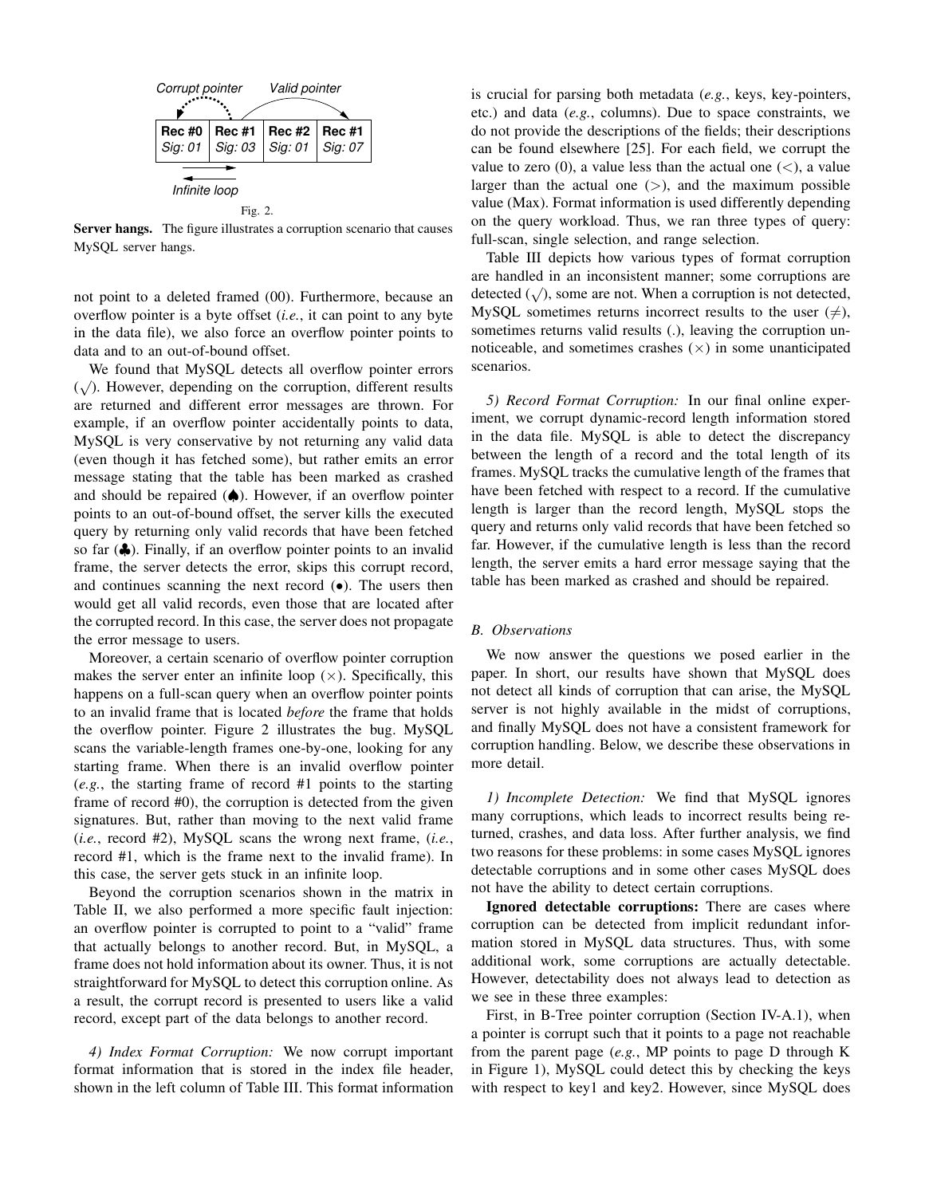Corrupt pointer    Valid pointer

| Rec #0 | Rec #1 | Rec #2 | Rec #1 |
|---|---|---|---|
| Sig: 01 | Sig: 03 | Sig: 01 | Sig: 07 |

Infinite loop

Fig. 2.

**Server hangs.** The figure illustrates a corruption scenario that causes MySQL server hangs.

not point to a deleted framed (00). Furthermore, because an overflow pointer is a byte offset (*i.e.*, it can point to any byte in the data file), we also force an overflow pointer points to data and to an out-of-bound offset.

We found that MySQL detects all overflow pointer errors ($\surd$). However, depending on the corruption, different results are returned and different error messages are thrown. For example, if an overflow pointer accidentally points to data, MySQL is very conservative by not returning any valid data (even though it has fetched some), but rather emits an error message stating that the table has been marked as crashed and should be repaired (♠). However, if an overflow pointer points to an out-of-bound offset, the server kills the executed query by returning only valid records that have been fetched so far (♣). Finally, if an overflow pointer points to an invalid frame, the server detects the error, skips this corrupt record, and continues scanning the next record (•). The users then would get all valid records, even those that are located after the corrupted record. In this case, the server does not propagate the error message to users.

Moreover, a certain scenario of overflow pointer corruption makes the server enter an infinite loop ($\times$). Specifically, this happens on a full-scan query when an overflow pointer points to an invalid frame that is located *before* the frame that holds the overflow pointer. Figure 2 illustrates the bug. MySQL scans the variable-length frames one-by-one, looking for any starting frame. When there is an invalid overflow pointer (*e.g.*, the starting frame of record #1 points to the starting frame of record #0), the corruption is detected from the given signatures. But, rather than moving to the next valid frame (*i.e.*, record #2), MySQL scans the wrong next frame, (*i.e.*, record #1, which is the frame next to the invalid frame). In this case, the server gets stuck in an infinite loop.

Beyond the corruption scenarios shown in the matrix in Table II, we also performed a more specific fault injection: an overflow pointer is corrupted to point to a "valid" frame that actually belongs to another record. But, in MySQL, a frame does not hold information about its owner. Thus, it is not straightforward for MySQL to detect this corruption online. As a result, the corrupt record is presented to users like a valid record, except part of the data belongs to another record.

*4) Index Format Corruption:* We now corrupt important format information that is stored in the index file header, shown in the left column of Table III. This format information is crucial for parsing both metadata (*e.g.*, keys, key-pointers, etc.) and data (*e.g.*, columns). Due to space constraints, we do not provide the descriptions of the fields; their descriptions can be found elsewhere [25]. For each field, we corrupt the value to zero (0), a value less than the actual one (<), a value larger than the actual one (>), and the maximum possible value (Max). Format information is used differently depending on the query workload. Thus, we ran three types of query: full-scan, single selection, and range selection.

Table III depicts how various types of format corruption are handled in an inconsistent manner; some corruptions are detected ($\surd$), some are not. When a corruption is not detected, MySQL sometimes returns incorrect results to the user ($\neq$), sometimes returns valid results (.), leaving the corruption unnoticeable, and sometimes crashes ($\times$) in some unanticipated scenarios.

*5) Record Format Corruption:* In our final online experiment, we corrupt dynamic-record length information stored in the data file. MySQL is able to detect the discrepancy between the length of a record and the total length of its frames. MySQL tracks the cumulative length of the frames that have been fetched with respect to a record. If the cumulative length is larger than the record length, MySQL stops the query and returns only valid records that have been fetched so far. However, if the cumulative length is less than the record length, the server emits a hard error message saying that the table has been marked as crashed and should be repaired.

### *B. Observations*

We now answer the questions we posed earlier in the paper. In short, our results have shown that MySQL does not detect all kinds of corruption that can arise, the MySQL server is not highly available in the midst of corruptions, and finally MySQL does not have a consistent framework for corruption handling. Below, we describe these observations in more detail.

*1) Incomplete Detection:* We find that MySQL ignores many corruptions, which leads to incorrect results being returned, crashes, and data loss. After further analysis, we find two reasons for these problems: in some cases MySQL ignores detectable corruptions and in some other cases MySQL does not have the ability to detect certain corruptions.

**Ignored detectable corruptions:** There are cases where corruption can be detected from implicit redundant information stored in MySQL data structures. Thus, with some additional work, some corruptions are actually detectable. However, detectability does not always lead to detection as we see in these three examples:

First, in B-Tree pointer corruption (Section IV-A.1), when a pointer is corrupt such that it points to a page not reachable from the parent page (*e.g.*, MP points to page D through K in Figure 1), MySQL could detect this by checking the keys with respect to key1 and key2. However, since MySQL does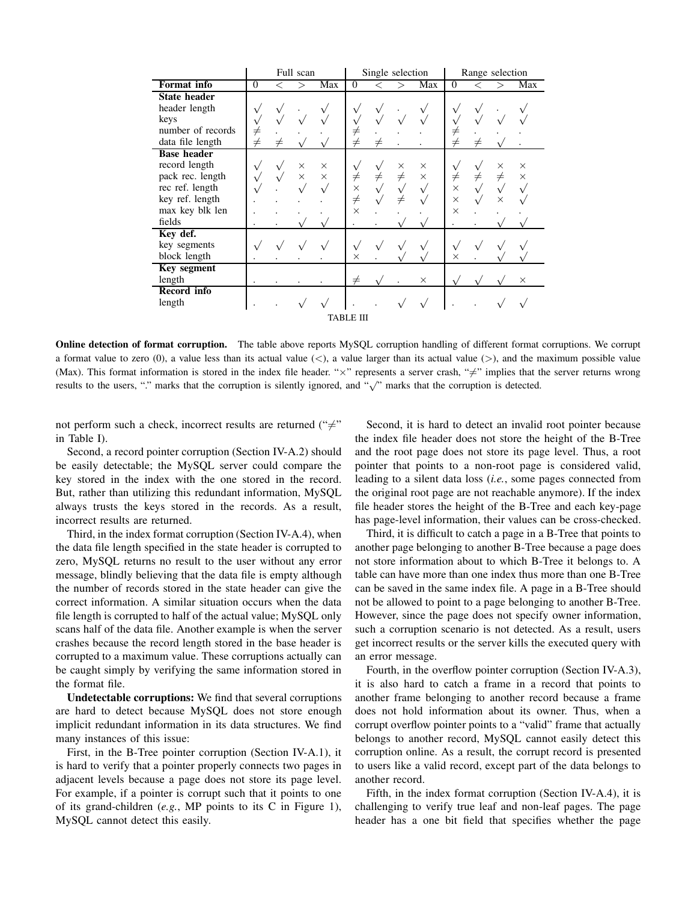| | Full scan | | | | Single selection | | | | Range selection | | | |
|---|---|---|---|---|---|---|---|---|---|---|---|---|
| **Format info** | 0 | < | > | Max | 0 | < | > | Max | 0 | < | > | Max |
| **State header** | | | | | | | | | | | | |
| header length | √ | √ | . | √ | √ | √ | . | √ | √ | √ | . | √ |
| keys | √ | √ | √ | √ | √ | √ | √ | √ | √ | √ | √ | √ |
| number of records | ≠ | . | . | . | ≠ | . | . | . | ≠ | . | . | . |
| data file length | ≠ | ≠ | √ | √ | ≠ | ≠ | . | . | ≠ | ≠ | √ | . |
| **Base header** | | | | | | | | | | | | |
| record length | √ | √ | × | × | √ | √ | × | × | √ | √ | × | × |
| pack rec. length | √ | √ | × | × | ≠ | ≠ | ≠ | × | ≠ | ≠ | ≠ | × |
| rec ref. length | √ | . | √ | √ | × | √ | √ | √ | × | √ | √ | √ |
| key ref. length | . | . | . | . | ≠ | √ | ≠ | √ | × | √ | × | √ |
| max key blk len | . | . | . | . | × | . | . | . | × | . | . | . |
| fields | . | . | √ | √ | . | . | √ | √ | . | . | √ | √ |
| **Key def.** | | | | | | | | | | | | |
| key segments | √ | √ | √ | √ | √ | √ | √ | √ | √ | √ | √ | √ |
| block length | . | . | . | . | × | . | √ | √ | × | . | √ | √ |
| **Key segment** | | | | | | | | | | | | |
| length | . | . | . | . | ≠ | √ | . | × | √ | √ | √ | × |
| **Record info** | | | | | | | | | | | | |
| length | . | . | √ | √ | . | . | √ | √ | . | . | √ | √ |

TABLE III

**Online detection of format corruption.** The table above reports MySQL corruption handling of different format corruptions. We corrupt a format value to zero (0), a value less than its actual value (<), a value larger than its actual value (>), and the maximum possible value (Max). This format information is stored in the index file header. "×" represents a server crash, "≠" implies that the server returns wrong results to the users, "." marks that the corruption is silently ignored, and "√" marks that the corruption is detected.

not perform such a check, incorrect results are returned ("≠" in Table I).

Second, a record pointer corruption (Section IV-A.2) should be easily detectable; the MySQL server could compare the key stored in the index with the one stored in the record. But, rather than utilizing this redundant information, MySQL always trusts the keys stored in the records. As a result, incorrect results are returned.

Third, in the index format corruption (Section IV-A.4), when the data file length specified in the state header is corrupted to zero, MySQL returns no result to the user without any error message, blindly believing that the data file is empty although the number of records stored in the state header can give the correct information. A similar situation occurs when the data file length is corrupted to half of the actual value; MySQL only scans half of the data file. Another example is when the server crashes because the record length stored in the base header is corrupted to a maximum value. These corruptions actually can be caught simply by verifying the same information stored in the format file.

**Undetectable corruptions:** We find that several corruptions are hard to detect because MySQL does not store enough implicit redundant information in its data structures. We find many instances of this issue:

First, in the B-Tree pointer corruption (Section IV-A.1), it is hard to verify that a pointer properly connects two pages in adjacent levels because a page does not store its page level. For example, if a pointer is corrupt such that it points to one of its grand-children (*e.g.*, MP points to its C in Figure 1), MySQL cannot detect this easily.

Second, it is hard to detect an invalid root pointer because the index file header does not store the height of the B-Tree and the root page does not store its page level. Thus, a root pointer that points to a non-root page is considered valid, leading to a silent data loss (*i.e.*, some pages connected from the original root page are not reachable anymore). If the index file header stores the height of the B-Tree and each key-page has page-level information, their values can be cross-checked.

Third, it is difficult to catch a page in a B-Tree that points to another page belonging to another B-Tree because a page does not store information about to which B-Tree it belongs to. A table can have more than one index thus more than one B-Tree can be saved in the same index file. A page in a B-Tree should not be allowed to point to a page belonging to another B-Tree. However, since the page does not specify owner information, such a corruption scenario is not detected. As a result, users get incorrect results or the server kills the executed query with an error message.

Fourth, in the overflow pointer corruption (Section IV-A.3), it is also hard to catch a frame in a record that points to another frame belonging to another record because a frame does not hold information about its owner. Thus, when a corrupt overflow pointer points to a "valid" frame that actually belongs to another record, MySQL cannot easily detect this corruption online. As a result, the corrupt record is presented to users like a valid record, except part of the data belongs to another record.

Fifth, in the index format corruption (Section IV-A.4), it is challenging to verify true leaf and non-leaf pages. The page header has a one bit field that specifies whether the page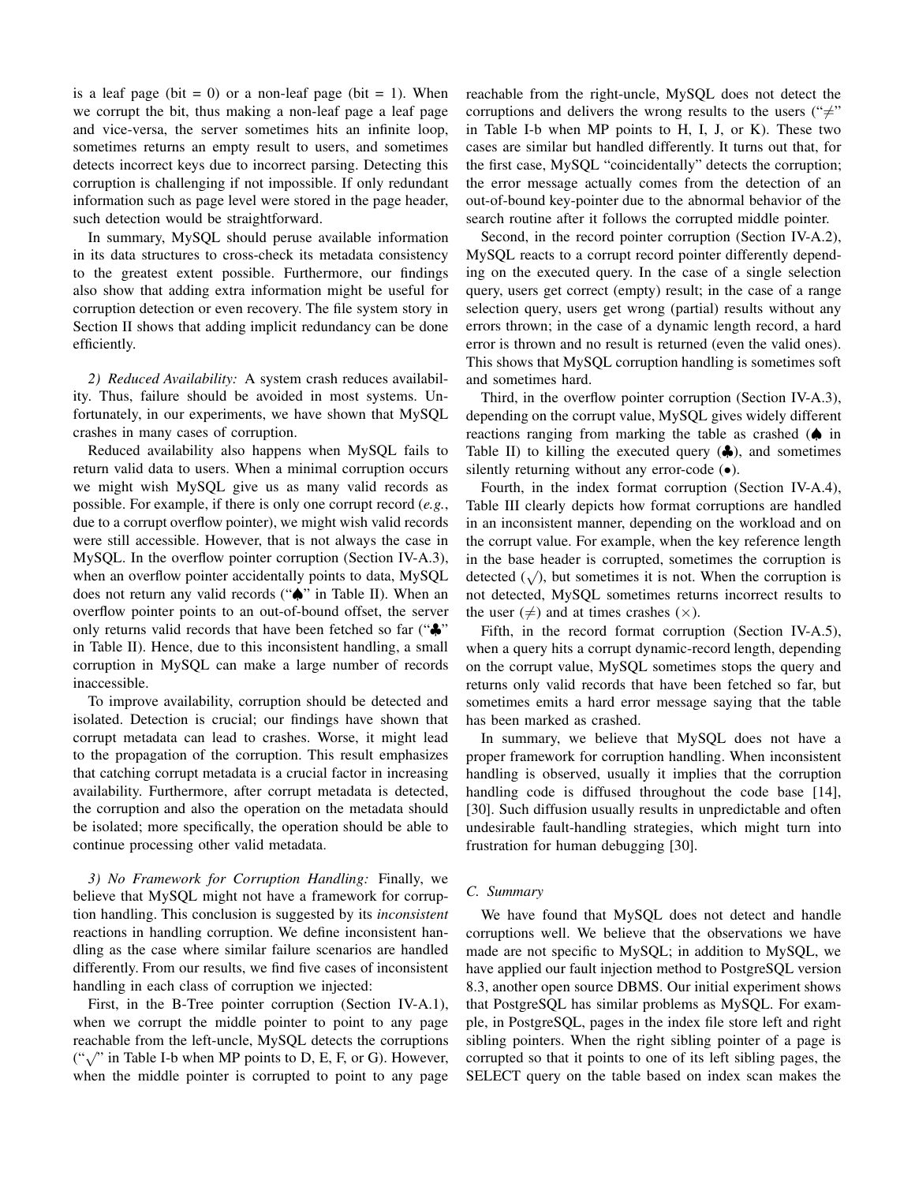is a leaf page (bit = 0) or a non-leaf page (bit = 1). When we corrupt the bit, thus making a non-leaf page a leaf page and vice-versa, the server sometimes hits an infinite loop, sometimes returns an empty result to users, and sometimes detects incorrect keys due to incorrect parsing. Detecting this corruption is challenging if not impossible. If only redundant information such as page level were stored in the page header, such detection would be straightforward.

In summary, MySQL should peruse available information in its data structures to cross-check its metadata consistency to the greatest extent possible. Furthermore, our findings also show that adding extra information might be useful for corruption detection or even recovery. The file system story in Section II shows that adding implicit redundancy can be done efficiently.

*2) Reduced Availability:* A system crash reduces availability. Thus, failure should be avoided in most systems. Unfortunately, in our experiments, we have shown that MySQL crashes in many cases of corruption.

Reduced availability also happens when MySQL fails to return valid data to users. When a minimal corruption occurs we might wish MySQL give us as many valid records as possible. For example, if there is only one corrupt record (*e.g.*, due to a corrupt overflow pointer), we might wish valid records were still accessible. However, that is not always the case in MySQL. In the overflow pointer corruption (Section IV-A.3), when an overflow pointer accidentally points to data, MySQL does not return any valid records ("♠" in Table II). When an overflow pointer points to an out-of-bound offset, the server only returns valid records that have been fetched so far ("♣" in Table II). Hence, due to this inconsistent handling, a small corruption in MySQL can make a large number of records inaccessible.

To improve availability, corruption should be detected and isolated. Detection is crucial; our findings have shown that corrupt metadata can lead to crashes. Worse, it might lead to the propagation of the corruption. This result emphasizes that catching corrupt metadata is a crucial factor in increasing availability. Furthermore, after corrupt metadata is detected, the corruption and also the operation on the metadata should be isolated; more specifically, the operation should be able to continue processing other valid metadata.

*3) No Framework for Corruption Handling:* Finally, we believe that MySQL might not have a framework for corruption handling. This conclusion is suggested by its *inconsistent* reactions in handling corruption. We define inconsistent handling as the case where similar failure scenarios are handled differently. From our results, we find five cases of inconsistent handling in each class of corruption we injected:

First, in the B-Tree pointer corruption (Section IV-A.1), when we corrupt the middle pointer to point to any page reachable from the left-uncle, MySQL detects the corruptions ("$\surd$" in Table I-b when MP points to D, E, F, or G). However, when the middle pointer is corrupted to point to any page reachable from the right-uncle, MySQL does not detect the corruptions and delivers the wrong results to the users ("$\neq$" in Table I-b when MP points to H, I, J, or K). These two cases are similar but handled differently. It turns out that, for the first case, MySQL "coincidentally" detects the corruption; the error message actually comes from the detection of an out-of-bound key-pointer due to the abnormal behavior of the search routine after it follows the corrupted middle pointer.

Second, in the record pointer corruption (Section IV-A.2), MySQL reacts to a corrupt record pointer differently depending on the executed query. In the case of a single selection query, users get correct (empty) result; in the case of a range selection query, users get wrong (partial) results without any errors thrown; in the case of a dynamic length record, a hard error is thrown and no result is returned (even the valid ones). This shows that MySQL corruption handling is sometimes soft and sometimes hard.

Third, in the overflow pointer corruption (Section IV-A.3), depending on the corrupt value, MySQL gives widely different reactions ranging from marking the table as crashed (♠ in Table II) to killing the executed query (♣), and sometimes silently returning without any error-code (•).

Fourth, in the index format corruption (Section IV-A.4), Table III clearly depicts how format corruptions are handled in an inconsistent manner, depending on the workload and on the corrupt value. For example, when the key reference length in the base header is corrupted, sometimes the corruption is detected ($\surd$), but sometimes it is not. When the corruption is not detected, MySQL sometimes returns incorrect results to the user ($\neq$) and at times crashes ($\times$).

Fifth, in the record format corruption (Section IV-A.5), when a query hits a corrupt dynamic-record length, depending on the corrupt value, MySQL sometimes stops the query and returns only valid records that have been fetched so far, but sometimes emits a hard error message saying that the table has been marked as crashed.

In summary, we believe that MySQL does not have a proper framework for corruption handling. When inconsistent handling is observed, usually it implies that the corruption handling code is diffused throughout the code base [14], [30]. Such diffusion usually results in unpredictable and often undesirable fault-handling strategies, which might turn into frustration for human debugging [30].

### C. Summary

We have found that MySQL does not detect and handle corruptions well. We believe that the observations we have made are not specific to MySQL; in addition to MySQL, we have applied our fault injection method to PostgreSQL version 8.3, another open source DBMS. Our initial experiment shows that PostgreSQL has similar problems as MySQL. For example, in PostgreSQL, pages in the index file store left and right sibling pointers. When the right sibling pointer of a page is corrupted so that it points to one of its left sibling pages, the SELECT query on the table based on index scan makes the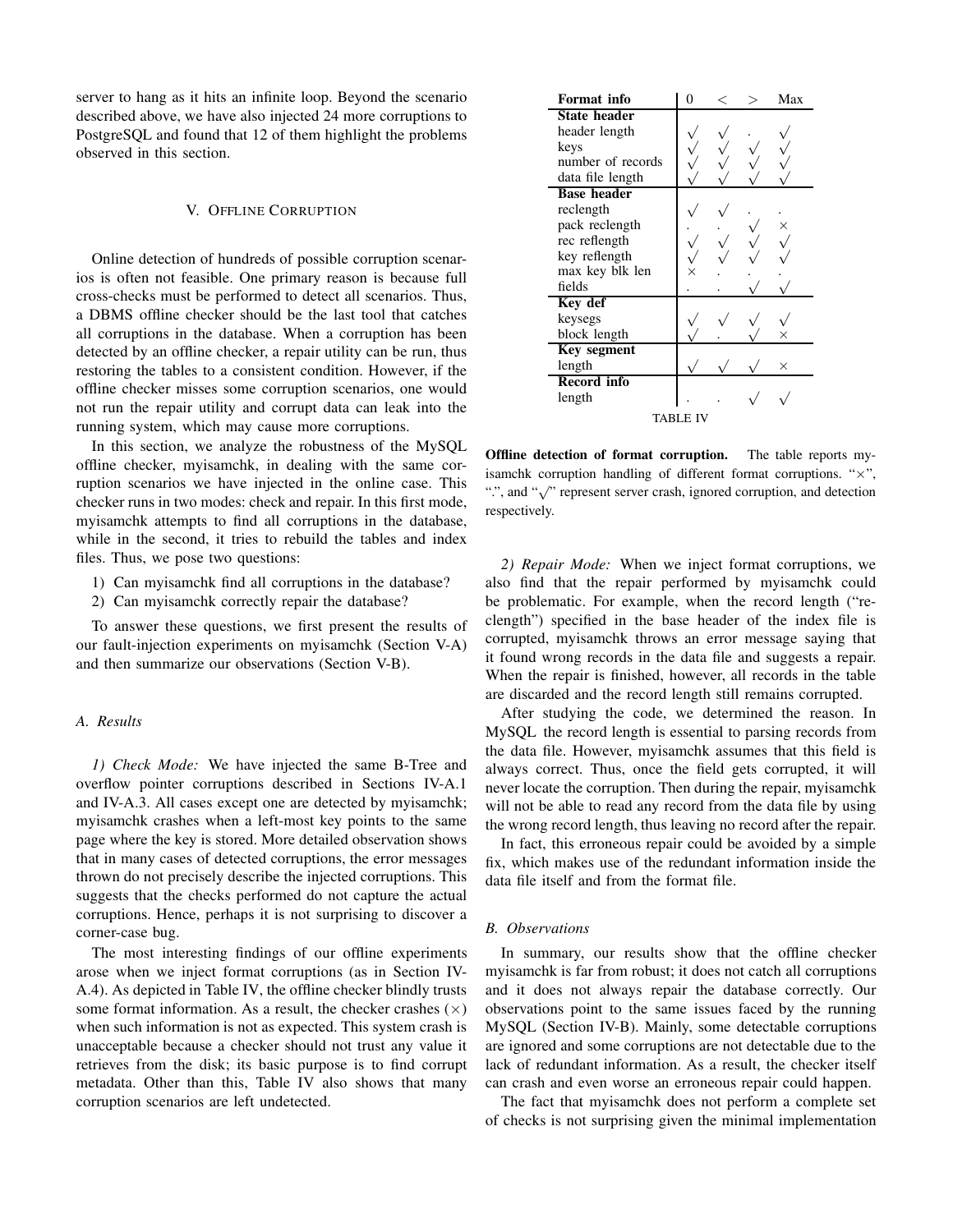server to hang as it hits an infinite loop. Beyond the scenario described above, we have also injected 24 more corruptions to PostgreSQL and found that 12 of them highlight the problems observed in this section.

## V. Offline Corruption

Online detection of hundreds of possible corruption scenarios is often not feasible. One primary reason is because full cross-checks must be performed to detect all scenarios. Thus, a DBMS offline checker should be the last tool that catches all corruptions in the database. When a corruption has been detected by an offline checker, a repair utility can be run, thus restoring the tables to a consistent condition. However, if the offline checker misses some corruption scenarios, one would not run the repair utility and corrupt data can leak into the running system, which may cause more corruptions.

In this section, we analyze the robustness of the MySQL offline checker, myisamchk, in dealing with the same corruption scenarios we have injected in the online case. This checker runs in two modes: check and repair. In this first mode, myisamchk attempts to find all corruptions in the database, while in the second, it tries to rebuild the tables and index files. Thus, we pose two questions:

1) Can myisamchk find all corruptions in the database?
2) Can myisamchk correctly repair the database?

To answer these questions, we first present the results of our fault-injection experiments on myisamchk (Section V-A) and then summarize our observations (Section V-B).

### A. Results

*1) Check Mode:* We have injected the same B-Tree and overflow pointer corruptions described in Sections IV-A.1 and IV-A.3. All cases except one are detected by myisamchk; myisamchk crashes when a left-most key points to the same page where the key is stored. More detailed observation shows that in many cases of detected corruptions, the error messages thrown do not precisely describe the injected corruptions. This suggests that the checks performed do not capture the actual corruptions. Hence, perhaps it is not surprising to discover a corner-case bug.

The most interesting findings of our offline experiments arose when we inject format corruptions (as in Section IV-A.4). As depicted in Table IV, the offline checker blindly trusts some format information. As a result, the checker crashes (×) when such information is not as expected. This system crash is unacceptable because a checker should not trust any value it retrieves from the disk; its basic purpose is to find corrupt metadata. Other than this, Table IV also shows that many corruption scenarios are left undetected.

| Format info | 0 | < | > | Max |
|---|---|---|---|---|
| **State header** | | | | |
| header length | √ | √ | . | √ |
| keys | √ | √ | √ | √ |
| number of records | √ | √ | √ | √ |
| data file length | √ | √ | √ | √ |
| **Base header** | | | | |
| reclength | √ | √ | . | . |
| pack reclength | . | . | √ | × |
| rec reflength | √ | √ | √ | √ |
| key reflength | √ | √ | √ | √ |
| max key blk len | × | . | . | . |
| fields | . | . | √ | √ |
| **Key def** | | | | |
| keysegs | √ | √ | √ | √ |
| block length | √ | . | √ | × |
| **Key segment** | | | | |
| length | √ | √ | √ | × |
| **Record info** | | | | |
| length | . | . | √ | √ |

TABLE IV

**Offline detection of format corruption.** The table reports myisamchk corruption handling of different format corruptions. "×", ".", and "√" represent server crash, ignored corruption, and detection respectively.

*2) Repair Mode:* When we inject format corruptions, we also find that the repair performed by myisamchk could be problematic. For example, when the record length ("reclength") specified in the base header of the index file is corrupted, myisamchk throws an error message saying that it found wrong records in the data file and suggests a repair. When the repair is finished, however, all records in the table are discarded and the record length still remains corrupted.

After studying the code, we determined the reason. In MySQL the record length is essential to parsing records from the data file. However, myisamchk assumes that this field is always correct. Thus, once the field gets corrupted, it will never locate the corruption. Then during the repair, myisamchk will not be able to read any record from the data file by using the wrong record length, thus leaving no record after the repair.

In fact, this erroneous repair could be avoided by a simple fix, which makes use of the redundant information inside the data file itself and from the format file.

### B. Observations

In summary, our results show that the offline checker myisamchk is far from robust; it does not catch all corruptions and it does not always repair the database correctly. Our observations point to the same issues faced by the running MySQL (Section IV-B). Mainly, some detectable corruptions are ignored and some corruptions are not detectable due to the lack of redundant information. As a result, the checker itself can crash and even worse an erroneous repair could happen.

The fact that myisamchk does not perform a complete set of checks is not surprising given the minimal implementation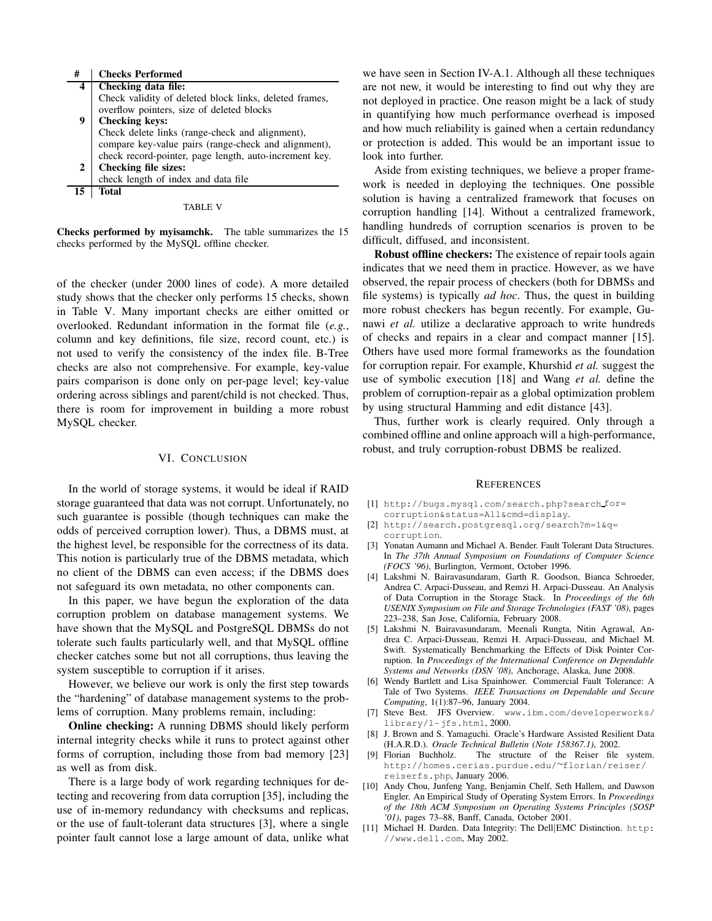| # | Checks Performed |
|---|---|
| **4** | **Checking data file:** Check validity of deleted block links, deleted frames, overflow pointers, size of deleted blocks |
| **9** | **Checking keys:** Check delete links (range-check and alignment), compare key-value pairs (range-check and alignment), check record-pointer, page length, auto-increment key. |
| **2** | **Checking file sizes:** check length of index and data file |
| **15** | **Total** |

TABLE V

**Checks performed by myisamchk.** The table summarizes the 15 checks performed by the MySQL offline checker.

of the checker (under 2000 lines of code). A more detailed study shows that the checker only performs 15 checks, shown in Table V. Many important checks are either omitted or overlooked. Redundant information in the format file (*e.g.*, column and key definitions, file size, record count, etc.) is not used to verify the consistency of the index file. B-Tree checks are also not comprehensive. For example, key-value pairs comparison is done only on per-page level; key-value ordering across siblings and parent/child is not checked. Thus, there is room for improvement in building a more robust MySQL checker.

## VI. Conclusion

In the world of storage systems, it would be ideal if RAID storage guaranteed that data was not corrupt. Unfortunately, no such guarantee is possible (though techniques can make the odds of perceived corruption lower). Thus, a DBMS must, at the highest level, be responsible for the correctness of its data. This notion is particularly true of the DBMS metadata, which no client of the DBMS can even access; if the DBMS does not safeguard its own metadata, no other components can.

In this paper, we have begun the exploration of the data corruption problem on database management systems. We have shown that the MySQL and PostgreSQL DBMSs do not tolerate such faults particularly well, and that MySQL offline checker catches some but not all corruptions, thus leaving the system susceptible to corruption if it arises.

However, we believe our work is only the first step towards the "hardening" of database management systems to the problems of corruption. Many problems remain, including:

**Online checking:** A running DBMS should likely perform internal integrity checks while it runs to protect against other forms of corruption, including those from bad memory [23] as well as from disk.

There is a large body of work regarding techniques for detecting and recovering from data corruption [35], including the use of in-memory redundancy with checksums and replicas, or the use of fault-tolerant data structures [3], where a single pointer fault cannot lose a large amount of data, unlike what we have seen in Section IV-A.1. Although all these techniques are not new, it would be interesting to find out why they are not deployed in practice. One reason might be a lack of study in quantifying how much performance overhead is imposed and how much reliability is gained when a certain redundancy or protection is added. This would be an important issue to look into further.

Aside from existing techniques, we believe a proper framework is needed in deploying the techniques. One possible solution is having a centralized framework that focuses on corruption handling [14]. Without a centralized framework, handling hundreds of corruption scenarios is proven to be difficult, diffused, and inconsistent.

**Robust offline checkers:** The existence of repair tools again indicates that we need them in practice. However, as we have observed, the repair process of checkers (both for DBMSs and file systems) is typically *ad hoc*. Thus, the quest in building more robust checkers has begun recently. For example, Gunawi *et al.* utilize a declarative approach to write hundreds of checks and repairs in a clear and compact manner [15]. Others have used more formal frameworks as the foundation for corruption repair. For example, Khurshid *et al.* suggest the use of symbolic execution [18] and Wang *et al.* define the problem of corruption-repair as a global optimization problem by using structural Hamming and edit distance [43].

Thus, further work is clearly required. Only through a combined offline and online approach will a high-performance, robust, and truly corruption-robust DBMS be realized.

## References

[1] http://bugs.mysql.com/search.php?search_for=corruption&status=All&cmd=display.

[2] http://search.postgresql.org/search?m=1&q=corruption.

[3] Yonatan Aumann and Michael A. Bender. Fault Tolerant Data Structures. In *The 37th Annual Symposium on Foundations of Computer Science (FOCS '96)*, Burlington, Vermont, October 1996.

[4] Lakshmi N. Bairavasundaram, Garth R. Goodson, Bianca Schroeder, Andrea C. Arpaci-Dusseau, and Remzi H. Arpaci-Dusseau. An Analysis of Data Corruption in the Storage Stack. In *Proceedings of the 6th USENIX Symposium on File and Storage Technologies (FAST '08)*, pages 223–238, San Jose, California, February 2008.

[5] Lakshmi N. Bairavasundaram, Meenali Rungta, Nitin Agrawal, Andrea C. Arpaci-Dusseau, Remzi H. Arpaci-Dusseau, and Michael M. Swift. Systematically Benchmarking the Effects of Disk Pointer Corruption. In *Proceedings of the International Conference on Dependable Systems and Networks (DSN '08)*, Anchorage, Alaska, June 2008.

[6] Wendy Bartlett and Lisa Spainhower. Commercial Fault Tolerance: A Tale of Two Systems. *IEEE Transactions on Dependable and Secure Computing*, 1(1):87–96, January 2004.

[7] Steve Best. JFS Overview. www.ibm.com/developerworks/library/l-jfs.html, 2000.

[8] J. Brown and S. Yamaguchi. Oracle's Hardware Assisted Resilient Data (H.A.R.D.). *Oracle Technical Bulletin (Note 158367.1)*, 2002.

[9] Florian Buchholz. The structure of the Reiser file system. http://homes.cerias.purdue.edu/~florian/reiser/reiserfs.php, January 2006.

[10] Andy Chou, Junfeng Yang, Benjamin Chelf, Seth Hallem, and Dawson Engler. An Empirical Study of Operating System Errors. In *Proceedings of the 18th ACM Symposium on Operating Systems Principles (SOSP '01)*, pages 73–88, Banff, Canada, October 2001.

[11] Michael H. Darden. Data Integrity: The Dell|EMC Distinction. http://www.dell.com, May 2002.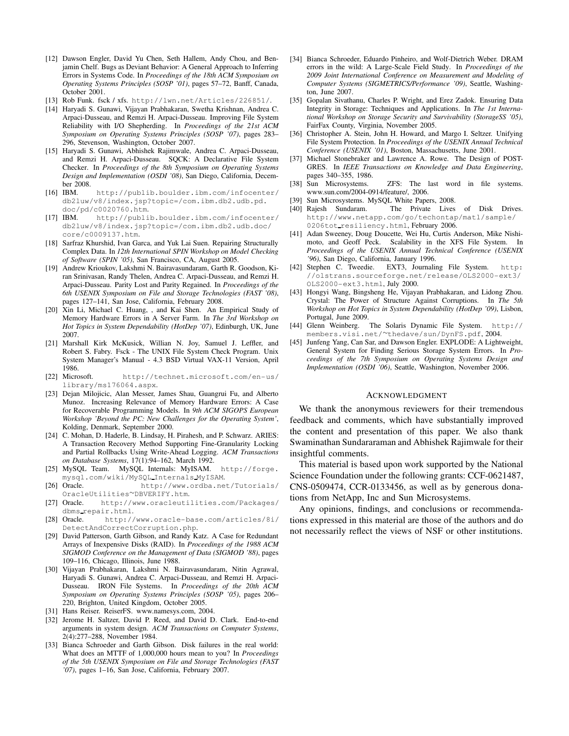[12] Dawson Engler, David Yu Chen, Seth Hallem, Andy Chou, and Benjamin Chelf. Bugs as Deviant Behavior: A General Approach to Inferring Errors in Systems Code. In *Proceedings of the 18th ACM Symposium on Operating Systems Principles (SOSP '01)*, pages 57–72, Banff, Canada, October 2001.

[13] Rob Funk. fsck / xfs. http://lwn.net/Articles/226851/.

[14] Haryadi S. Gunawi, Vijayan Prabhakaran, Swetha Krishnan, Andrea C. Arpaci-Dusseau, and Remzi H. Arpaci-Dusseau. Improving File System Reliability with I/O Shepherding. In *Proceedings of the 21st ACM Symposium on Operating Systems Principles (SOSP '07)*, pages 283–296, Stevenson, Washington, October 2007.

[15] Haryadi S. Gunawi, Abhishek Rajimwale, Andrea C. Arpaci-Dusseau, and Remzi H. Arpaci-Dusseau. SQCK: A Declarative File System Checker. In *Proceedings of the 8th Symposium on Operating Systems Design and Implementation (OSDI '08)*, San Diego, California, December 2008.

[16] IBM. http://publib.boulder.ibm.com/infocenter/db2luw/v8/index.jsp?topic=/com.ibm.db2.udb.pd.doc/pd/c0020760.htm.

[17] IBM. http://publib.boulder.ibm.com/infocenter/db2luw/v8/index.jsp?topic=/com.ibm.db2.udb.doc/core/c0009137.htm.

[18] Sarfraz Khurshid, Ivan Garca, and Yuk Lai Suen. Repairing Structurally Complex Data. In *12th International SPIN Workshop on Model Checking of Software (SPIN '05)*, San Francisco, CA, August 2005.

[19] Andrew Krioukov, Lakshmi N. Bairavasundaram, Garth R. Goodson, Kiran Srinivasan, Randy Thelen, Andrea C. Arpaci-Dusseau, and Remzi H. Arpaci-Dusseau. Parity Lost and Parity Regained. In *Proceedings of the 6th USENIX Symposium on File and Storage Technologies (FAST '08)*, pages 127–141, San Jose, California, February 2008.

[20] Xin Li, Michael C. Huang, , and Kai Shen. An Empirical Study of Memory Hardware Errors in A Server Farm. In *The 3rd Workshop on Hot Topics in System Dependability (HotDep '07)*, Edinburgh, UK, June 2007.

[21] Marshall Kirk McKusick, Willian N. Joy, Samuel J. Leffler, and Robert S. Fabry. Fsck - The UNIX File System Check Program. Unix System Manager's Manual - 4.3 BSD Virtual VAX-11 Version, April 1986.

[22] Microsoft. http://technet.microsoft.com/en-us/library/ms176064.aspx.

[23] Dejan Milojicic, Alan Messer, James Shau, Guangrui Fu, and Alberto Munoz. Increasing Relevance of Memory Hardware Errors: A Case for Recoverable Programming Models. In *9th ACM SIGOPS European Workshop 'Beyond the PC: New Challenges for the Operating System'*, Kolding, Denmark, September 2000.

[24] C. Mohan, D. Haderle, B. Lindsay, H. Pirahesh, and P. Schwarz. ARIES: A Transaction Recovery Method Supporting Fine-Granularity Locking and Partial Rollbacks Using Write-Ahead Logging. *ACM Transactions on Database Systems*, 17(1):94–162, March 1992.

[25] MySQL Team. MySQL Internals: MyISAM. http://forge.mysql.com/wiki/MySQL_Internals_MyISAM.

[26] Oracle. http://www.ordba.net/Tutorials/OracleUtilities~DBVERIFY.htm.

[27] Oracle. http://www.oracleutilities.com/Packages/dbms_repair.html.

[28] Oracle. http://www.oracle-base.com/articles/8i/DetectAndCorrectCorruption.php.

[29] David Patterson, Garth Gibson, and Randy Katz. A Case for Redundant Arrays of Inexpensive Disks (RAID). In *Proceedings of the 1988 ACM SIGMOD Conference on the Management of Data (SIGMOD '88)*, pages 109–116, Chicago, Illinois, June 1988.

[30] Vijayan Prabhakaran, Lakshmi N. Bairavasundaram, Nitin Agrawal, Haryadi S. Gunawi, Andrea C. Arpaci-Dusseau, and Remzi H. Arpaci-Dusseau. IRON File Systems. In *Proceedings of the 20th ACM Symposium on Operating Systems Principles (SOSP '05)*, pages 206–220, Brighton, United Kingdom, October 2005.

[31] Hans Reiser. ReiserFS. www.namesys.com, 2004.

[32] Jerome H. Saltzer, David P. Reed, and David D. Clark. End-to-end arguments in system design. *ACM Transactions on Computer Systems*, 2(4):277–288, November 1984.

[33] Bianca Schroeder and Garth Gibson. Disk failures in the real world: What does an MTTF of 1,000,000 hours mean to you? In *Proceedings of the 5th USENIX Symposium on File and Storage Technologies (FAST '07)*, pages 1–16, San Jose, California, February 2007.

[34] Bianca Schroeder, Eduardo Pinheiro, and Wolf-Dietrich Weber. DRAM errors in the wild: A Large-Scale Field Study. In *Proceedings of the 2009 Joint International Conference on Measurement and Modeling of Computer Systems (SIGMETRICS/Performance '09)*, Seattle, Washington, June 2007.

[35] Gopalan Sivathanu, Charles P. Wright, and Erez Zadok. Ensuring Data Integrity in Storage: Techniques and Applications. In *The 1st International Workshop on Storage Security and Survivability (StorageSS '05)*, FairFax County, Virginia, November 2005.

[36] Christopher A. Stein, John H. Howard, and Margo I. Seltzer. Unifying File System Protection. In *Proceedings of the USENIX Annual Technical Conference (USENIX '01)*, Boston, Massachusetts, June 2001.

[37] Michael Stonebraker and Lawrence A. Rowe. The Design of POSTGRES. In *IEEE Transactions on Knowledge and Data Engineering*, pages 340–355, 1986.

[38] Sun Microsystems. ZFS: The last word in file systems. www.sun.com/2004-0914/feature/, 2006.

[39] Sun Microsystems. MySQL White Papers, 2008.

[40] Rajesh Sundaram. The Private Lives of Disk Drives. http://www.netapp.com/go/techontap/matl/sample/0206tot_resiliency.html, February 2006.

[41] Adan Sweeney, Doug Doucette, Wei Hu, Curtis Anderson, Mike Nishimoto, and Geoff Peck. Scalability in the XFS File System. In *Proceedings of the USENIX Annual Technical Conference (USENIX '96)*, San Diego, California, January 1996.

[42] Stephen C. Tweedie. EXT3, Journaling File System. http://olstrans.sourceforge.net/release/OLS2000-ext3/OLS2000-ext3.html, July 2000.

[43] Hongyi Wang, Bingsheng He, Vijayan Prabhakaran, and Lidong Zhou. Crystal: The Power of Structure Against Corruptions. In *The 5th Workshop on Hot Topics in System Dependability (HotDep '09)*, Lisbon, Portugal, June 2009.

[44] Glenn Weinberg. The Solaris Dynamic File System. http://members.visi.net/~thedave/sun/DynFS.pdf, 2004.

[45] Junfeng Yang, Can Sar, and Dawson Engler. EXPLODE: A Lightweight, General System for Finding Serious Storage System Errors. In *Proceedings of the 7th Symposium on Operating Systems Design and Implementation (OSDI '06)*, Seattle, Washington, November 2006.

## ACKNOWLEDGMENT

We thank the anonymous reviewers for their tremendous feedback and comments, which have substantially improved the content and presentation of this paper. We also thank Swaminathan Sundararaman and Abhishek Rajimwale for their insightful comments.

This material is based upon work supported by the National Science Foundation under the following grants: CCF-0621487, CNS-0509474, CCR-0133456, as well as by generous donations from NetApp, Inc and Sun Microsystems.

Any opinions, findings, and conclusions or recommendations expressed in this material are those of the authors and do not necessarily reflect the views of NSF or other institutions.